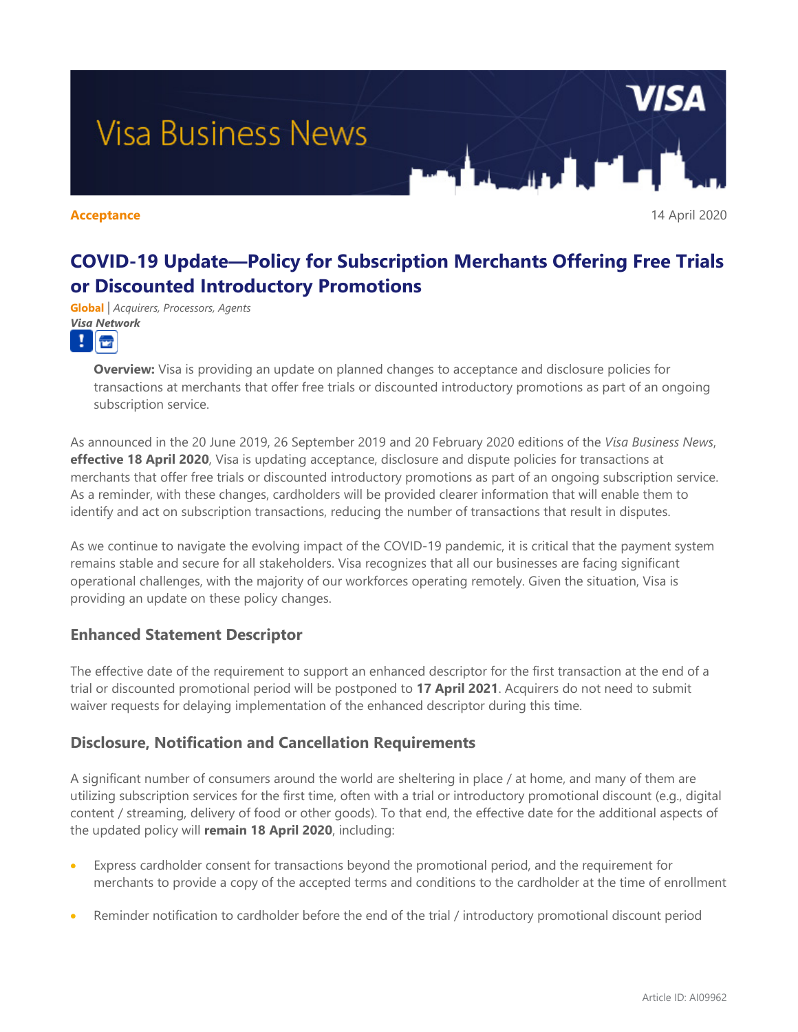# Visa Business News

**Acceptance** 14 April 2020

## COVID-19 Update—Policy for Subscription Merchants Offering Free Trials or Discounted Introductory Promotions

**Global** | *Acquirers, Processors, Agents*
***Visa Network***

> **Overview:** Visa is providing an update on planned changes to acceptance and disclosure policies for transactions at merchants that offer free trials or discounted introductory promotions as part of an ongoing subscription service.

As announced in the 20 June 2019, 26 September 2019 and 20 February 2020 editions of the *Visa Business News*, **effective 18 April 2020**, Visa is updating acceptance, disclosure and dispute policies for transactions at merchants that offer free trials or discounted introductory promotions as part of an ongoing subscription service. As a reminder, with these changes, cardholders will be provided clearer information that will enable them to identify and act on subscription transactions, reducing the number of transactions that result in disputes.

As we continue to navigate the evolving impact of the COVID-19 pandemic, it is critical that the payment system remains stable and secure for all stakeholders. Visa recognizes that all our businesses are facing significant operational challenges, with the majority of our workforces operating remotely. Given the situation, Visa is providing an update on these policy changes.

### Enhanced Statement Descriptor

The effective date of the requirement to support an enhanced descriptor for the first transaction at the end of a trial or discounted promotional period will be postponed to **17 April 2021**. Acquirers do not need to submit waiver requests for delaying implementation of the enhanced descriptor during this time.

### Disclosure, Notification and Cancellation Requirements

A significant number of consumers around the world are sheltering in place / at home, and many of them are utilizing subscription services for the first time, often with a trial or introductory promotional discount (e.g., digital content / streaming, delivery of food or other goods). To that end, the effective date for the additional aspects of the updated policy will **remain 18 April 2020**, including:

- Express cardholder consent for transactions beyond the promotional period, and the requirement for merchants to provide a copy of the accepted terms and conditions to the cardholder at the time of enrollment
- Reminder notification to cardholder before the end of the trial / introductory promotional discount period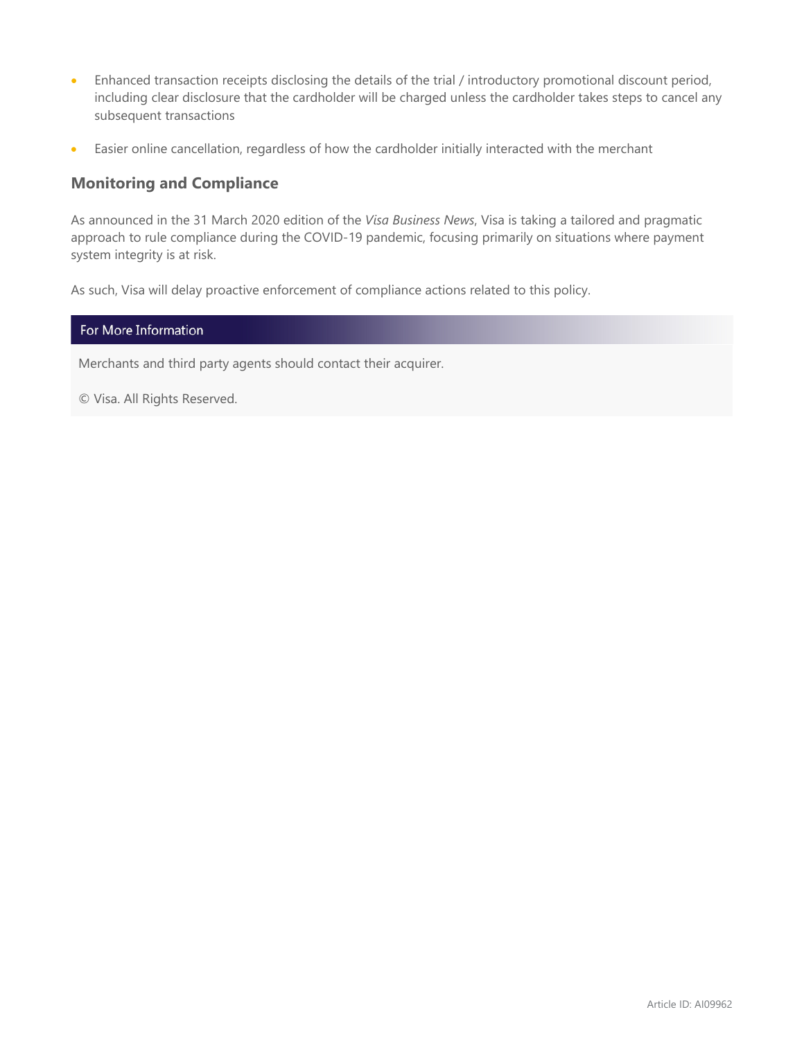- Enhanced transaction receipts disclosing the details of the trial / introductory promotional discount period, including clear disclosure that the cardholder will be charged unless the cardholder takes steps to cancel any subsequent transactions
- Easier online cancellation, regardless of how the cardholder initially interacted with the merchant

## Monitoring and Compliance

As announced in the 31 March 2020 edition of the *Visa Business News*, Visa is taking a tailored and pragmatic approach to rule compliance during the COVID-19 pandemic, focusing primarily on situations where payment system integrity is at risk.

As such, Visa will delay proactive enforcement of compliance actions related to this policy.

### For More Information

Merchants and third party agents should contact their acquirer.

© Visa. All Rights Reserved.

Article ID: AI09962